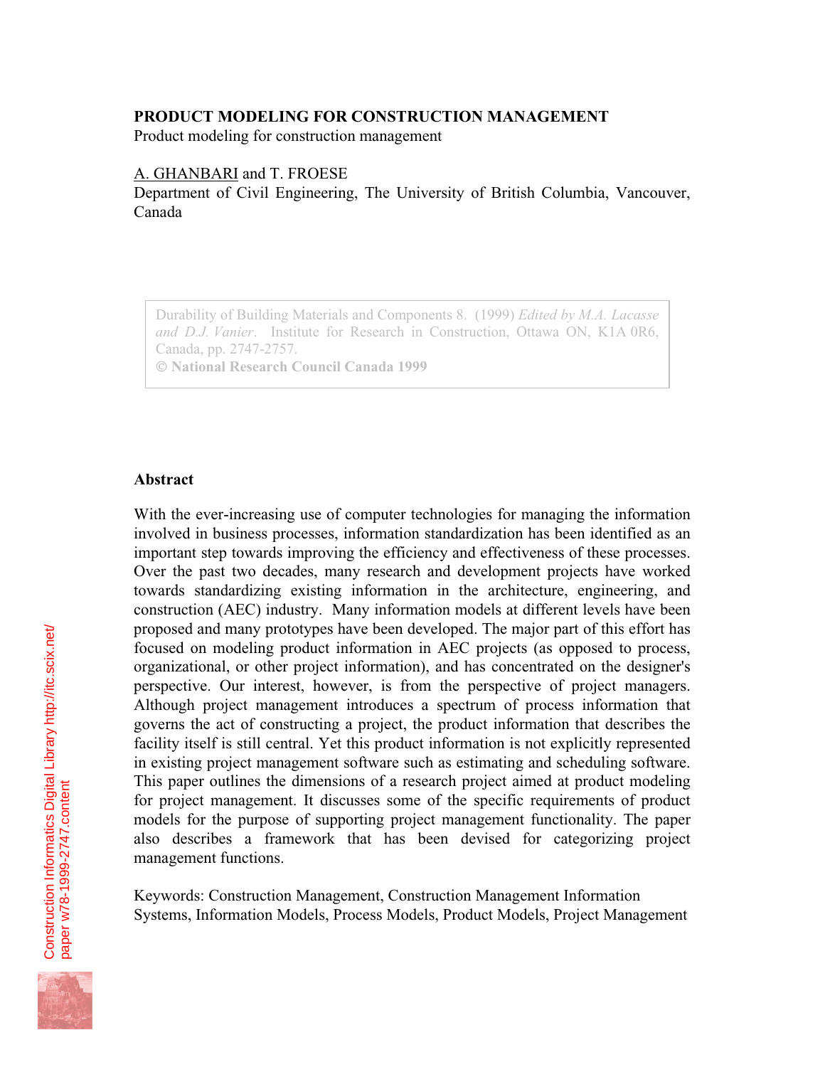# PRODUCT MODELING FOR CONSTRUCTION MANAGEMENT

Product modeling for construction management

A. GHANBARI and T. FROESE

Department of Civil Engineering, The University of British Columbia, Vancouver, Canada

Durability of Building Materials and Components 8. (1999) *Edited by M.A. Lacasse and D.J. Vanier*. Institute for Research in Construction, Ottawa ON, K1A 0R6, Canada, pp. 2747-2757.
© **National Research Council Canada 1999**

## Abstract

With the ever-increasing use of computer technologies for managing the information involved in business processes, information standardization has been identified as an important step towards improving the efficiency and effectiveness of these processes. Over the past two decades, many research and development projects have worked towards standardizing existing information in the architecture, engineering, and construction (AEC) industry. Many information models at different levels have been proposed and many prototypes have been developed. The major part of this effort has focused on modeling product information in AEC projects (as opposed to process, organizational, or other project information), and has concentrated on the designer's perspective. Our interest, however, is from the perspective of project managers. Although project management introduces a spectrum of process information that governs the act of constructing a project, the product information that describes the facility itself is still central. Yet this product information is not explicitly represented in existing project management software such as estimating and scheduling software. This paper outlines the dimensions of a research project aimed at product modeling for project management. It discusses some of the specific requirements of product models for the purpose of supporting project management functionality. The paper also describes a framework that has been devised for categorizing project management functions.

Keywords: Construction Management, Construction Management Information Systems, Information Models, Process Models, Product Models, Project Management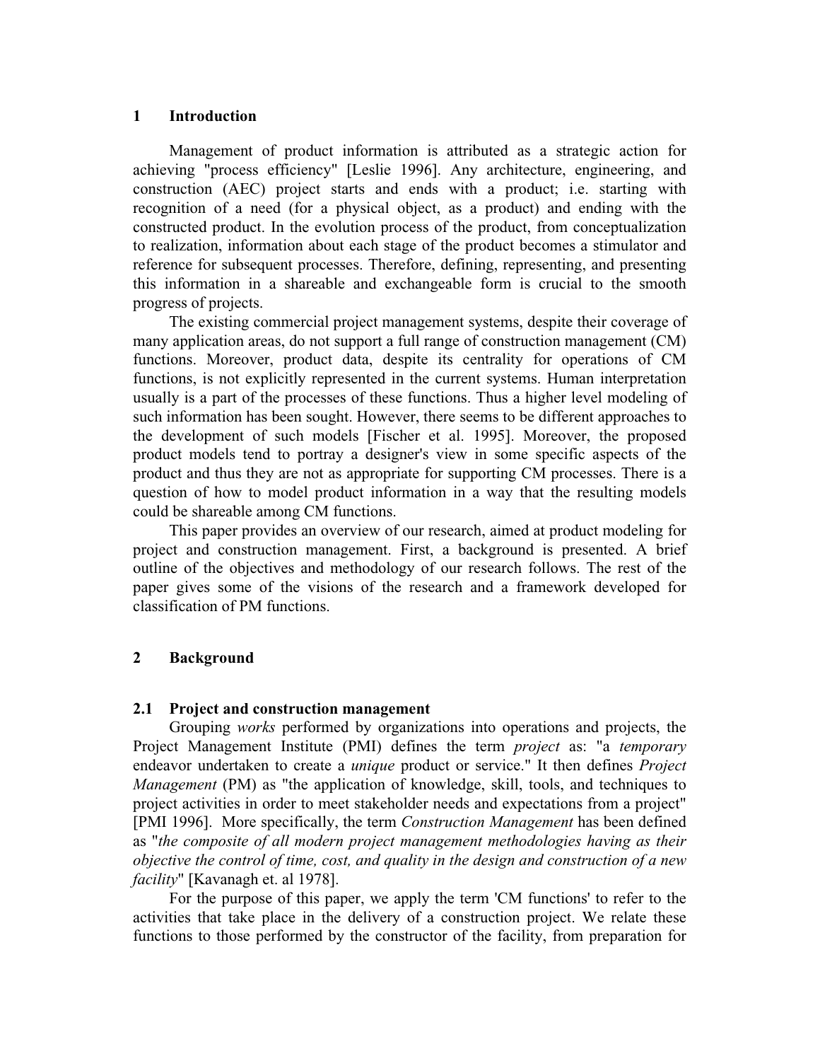## 1 Introduction

Management of product information is attributed as a strategic action for achieving "process efficiency" [Leslie 1996]. Any architecture, engineering, and construction (AEC) project starts and ends with a product; i.e. starting with recognition of a need (for a physical object, as a product) and ending with the constructed product. In the evolution process of the product, from conceptualization to realization, information about each stage of the product becomes a stimulator and reference for subsequent processes. Therefore, defining, representing, and presenting this information in a shareable and exchangeable form is crucial to the smooth progress of projects.

The existing commercial project management systems, despite their coverage of many application areas, do not support a full range of construction management (CM) functions. Moreover, product data, despite its centrality for operations of CM functions, is not explicitly represented in the current systems. Human interpretation usually is a part of the processes of these functions. Thus a higher level modeling of such information has been sought. However, there seems to be different approaches to the development of such models [Fischer et al. 1995]. Moreover, the proposed product models tend to portray a designer's view in some specific aspects of the product and thus they are not as appropriate for supporting CM processes. There is a question of how to model product information in a way that the resulting models could be shareable among CM functions.

This paper provides an overview of our research, aimed at product modeling for project and construction management. First, a background is presented. A brief outline of the objectives and methodology of our research follows. The rest of the paper gives some of the visions of the research and a framework developed for classification of PM functions.

## 2 Background

### 2.1 Project and construction management

Grouping *works* performed by organizations into operations and projects, the Project Management Institute (PMI) defines the term *project* as: "a *temporary* endeavor undertaken to create a *unique* product or service." It then defines *Project Management* (PM) as "the application of knowledge, skill, tools, and techniques to project activities in order to meet stakeholder needs and expectations from a project" [PMI 1996]. More specifically, the term *Construction Management* has been defined as "*the composite of all modern project management methodologies having as their objective the control of time, cost, and quality in the design and construction of a new facility*" [Kavanagh et. al 1978].

For the purpose of this paper, we apply the term 'CM functions' to refer to the activities that take place in the delivery of a construction project. We relate these functions to those performed by the constructor of the facility, from preparation for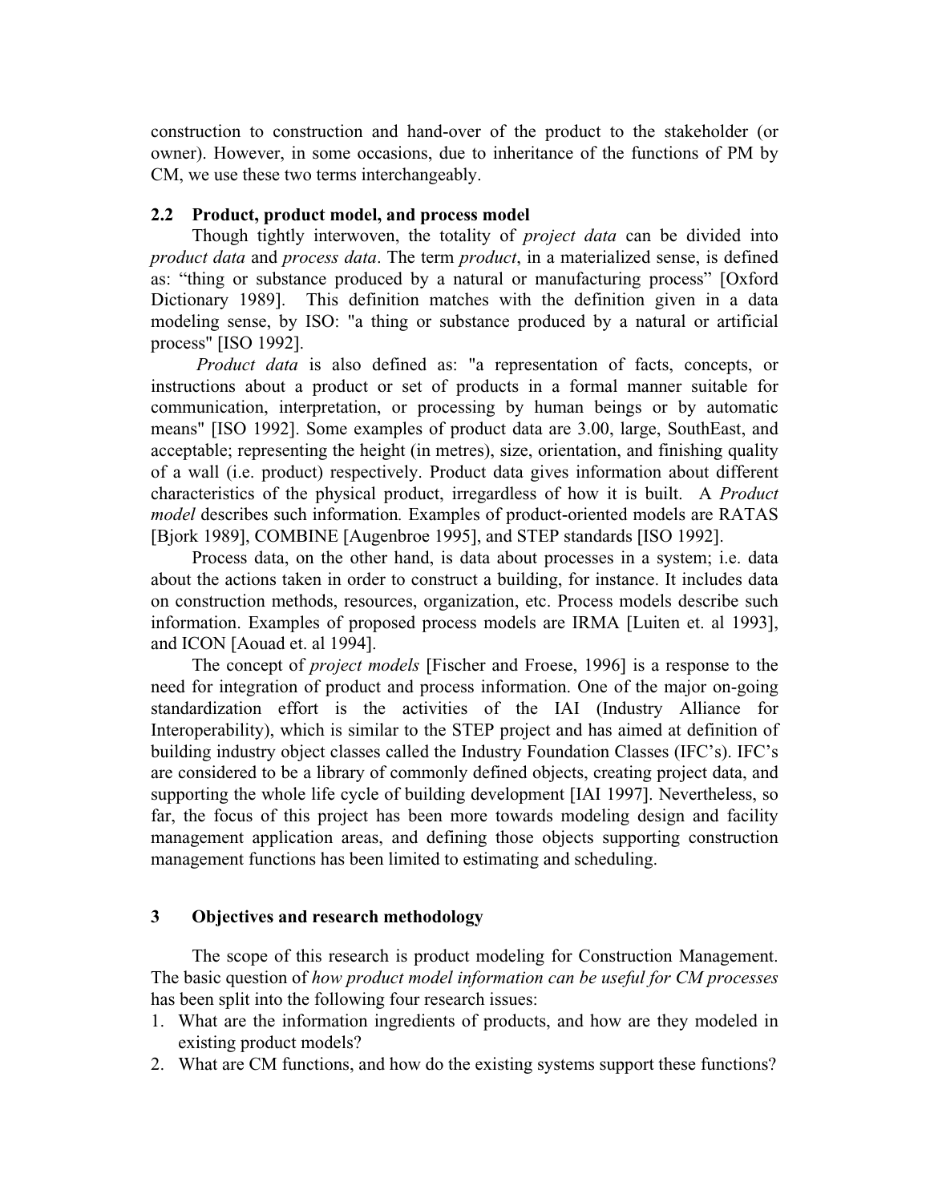construction to construction and hand-over of the product to the stakeholder (or owner). However, in some occasions, due to inheritance of the functions of PM by CM, we use these two terms interchangeably.

### 2.2 Product, product model, and process model

Though tightly interwoven, the totality of *project data* can be divided into *product data* and *process data*. The term *product*, in a materialized sense, is defined as: "thing or substance produced by a natural or manufacturing process" [Oxford Dictionary 1989]. This definition matches with the definition given in a data modeling sense, by ISO: "a thing or substance produced by a natural or artificial process" [ISO 1992].

*Product data* is also defined as: "a representation of facts, concepts, or instructions about a product or set of products in a formal manner suitable for communication, interpretation, or processing by human beings or by automatic means" [ISO 1992]. Some examples of product data are 3.00, large, SouthEast, and acceptable; representing the height (in metres), size, orientation, and finishing quality of a wall (i.e. product) respectively. Product data gives information about different characteristics of the physical product, irregardless of how it is built. A *Product model* describes such information*.* Examples of product-oriented models are RATAS [Bjork 1989], COMBINE [Augenbroe 1995], and STEP standards [ISO 1992].

Process data, on the other hand, is data about processes in a system; i.e. data about the actions taken in order to construct a building, for instance. It includes data on construction methods, resources, organization, etc. Process models describe such information. Examples of proposed process models are IRMA [Luiten et. al 1993], and ICON [Aouad et. al 1994].

The concept of *project models* [Fischer and Froese, 1996] is a response to the need for integration of product and process information. One of the major on-going standardization effort is the activities of the IAI (Industry Alliance for Interoperability), which is similar to the STEP project and has aimed at definition of building industry object classes called the Industry Foundation Classes (IFC's). IFC's are considered to be a library of commonly defined objects, creating project data, and supporting the whole life cycle of building development [IAI 1997]. Nevertheless, so far, the focus of this project has been more towards modeling design and facility management application areas, and defining those objects supporting construction management functions has been limited to estimating and scheduling.

## 3 Objectives and research methodology

The scope of this research is product modeling for Construction Management. The basic question of *how product model information can be useful for CM processes* has been split into the following four research issues:

1. What are the information ingredients of products, and how are they modeled in existing product models?
2. What are CM functions, and how do the existing systems support these functions?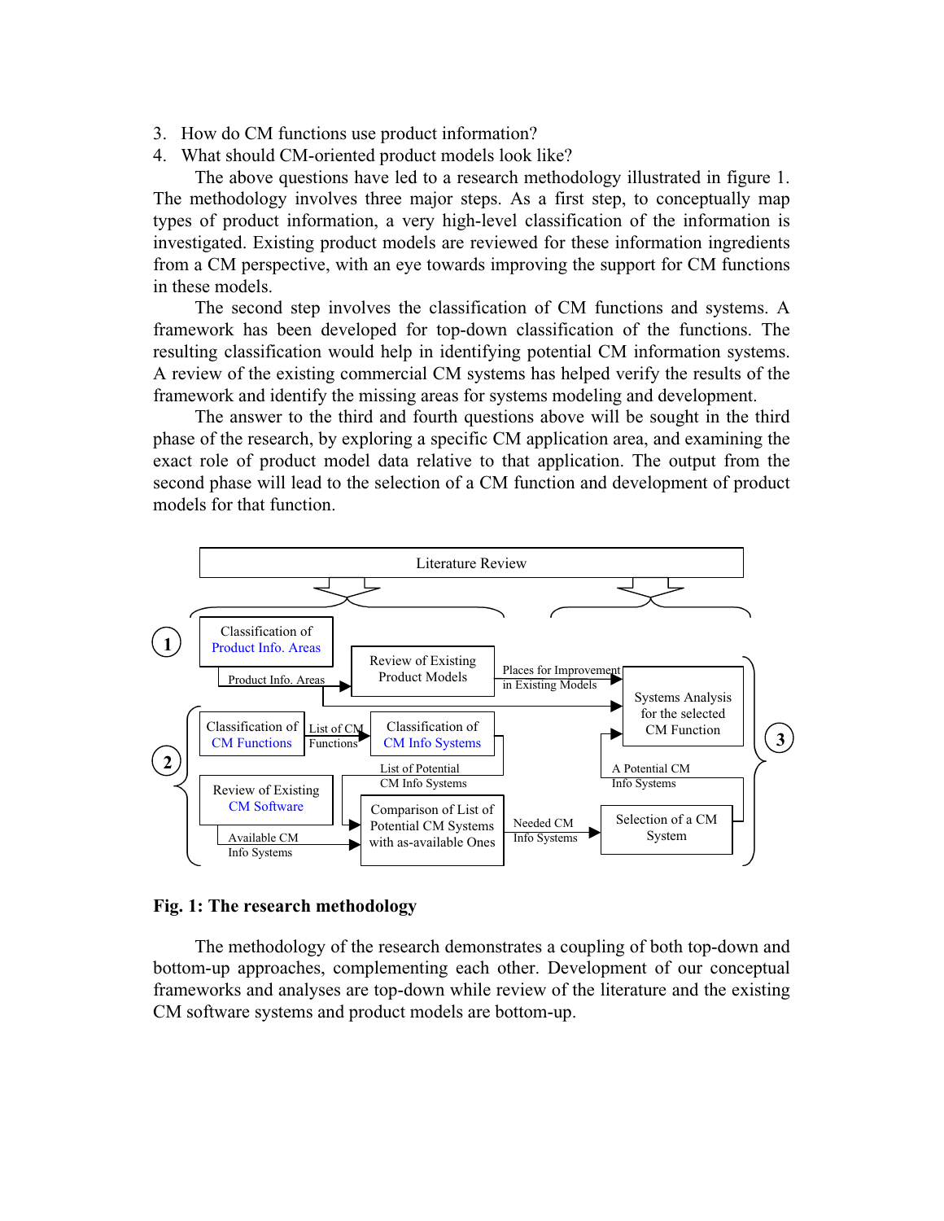3. How do CM functions use product information?
4. What should CM-oriented product models look like?

The above questions have led to a research methodology illustrated in figure 1. The methodology involves three major steps. As a first step, to conceptually map types of product information, a very high-level classification of the information is investigated. Existing product models are reviewed for these information ingredients from a CM perspective, with an eye towards improving the support for CM functions in these models.

The second step involves the classification of CM functions and systems. A framework has been developed for top-down classification of the functions. The resulting classification would help in identifying potential CM information systems. A review of the existing commercial CM systems has helped verify the results of the framework and identify the missing areas for systems modeling and development.

The answer to the third and fourth questions above will be sought in the third phase of the research, by exploring a specific CM application area, and examining the exact role of product model data relative to that application. The output from the second phase will lead to the selection of a CM function and development of product models for that function.

Literature Review

1 — Classification of Product Info. Areas → (Product Info. Areas) → Review of Existing Product Models → (Places for Improvement in Existing Models) → Systems Analysis for the selected CM Function

2 — Classification of CM Functions → (List of CM Functions) → Classification of CM Info Systems → (List of Potential CM Info Systems) → Comparison of List of Potential CM Systems with as-available Ones

Review of Existing CM Software → (Available CM Info Systems) → Comparison of List of Potential CM Systems with as-available Ones → (Needed CM Info Systems) → Selection of a CM System → (A Potential CM Info Systems) → Systems Analysis for the selected CM Function

3

**Fig. 1: The research methodology**

The methodology of the research demonstrates a coupling of both top-down and bottom-up approaches, complementing each other. Development of our conceptual frameworks and analyses are top-down while review of the literature and the existing CM software systems and product models are bottom-up.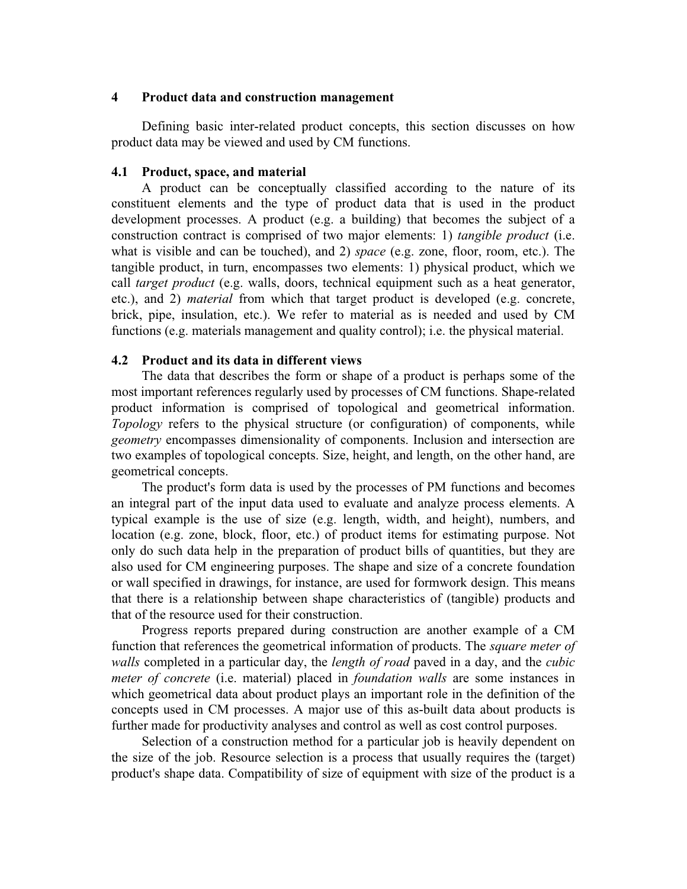## 4 Product data and construction management

Defining basic inter-related product concepts, this section discusses on how product data may be viewed and used by CM functions.

### 4.1 Product, space, and material

A product can be conceptually classified according to the nature of its constituent elements and the type of product data that is used in the product development processes. A product (e.g. a building) that becomes the subject of a construction contract is comprised of two major elements: 1) *tangible product* (i.e. what is visible and can be touched), and 2) *space* (e.g. zone, floor, room, etc.). The tangible product, in turn, encompasses two elements: 1) physical product, which we call *target product* (e.g. walls, doors, technical equipment such as a heat generator, etc.), and 2) *material* from which that target product is developed (e.g. concrete, brick, pipe, insulation, etc.). We refer to material as is needed and used by CM functions (e.g. materials management and quality control); i.e. the physical material.

### 4.2 Product and its data in different views

The data that describes the form or shape of a product is perhaps some of the most important references regularly used by processes of CM functions. Shape-related product information is comprised of topological and geometrical information. *Topology* refers to the physical structure (or configuration) of components, while *geometry* encompasses dimensionality of components. Inclusion and intersection are two examples of topological concepts. Size, height, and length, on the other hand, are geometrical concepts.

The product's form data is used by the processes of PM functions and becomes an integral part of the input data used to evaluate and analyze process elements. A typical example is the use of size (e.g. length, width, and height), numbers, and location (e.g. zone, block, floor, etc.) of product items for estimating purpose. Not only do such data help in the preparation of product bills of quantities, but they are also used for CM engineering purposes. The shape and size of a concrete foundation or wall specified in drawings, for instance, are used for formwork design. This means that there is a relationship between shape characteristics of (tangible) products and that of the resource used for their construction.

Progress reports prepared during construction are another example of a CM function that references the geometrical information of products. The *square meter of walls* completed in a particular day, the *length of road* paved in a day, and the *cubic meter of concrete* (i.e. material) placed in *foundation walls* are some instances in which geometrical data about product plays an important role in the definition of the concepts used in CM processes. A major use of this as-built data about products is further made for productivity analyses and control as well as cost control purposes.

Selection of a construction method for a particular job is heavily dependent on the size of the job. Resource selection is a process that usually requires the (target) product's shape data. Compatibility of size of equipment with size of the product is a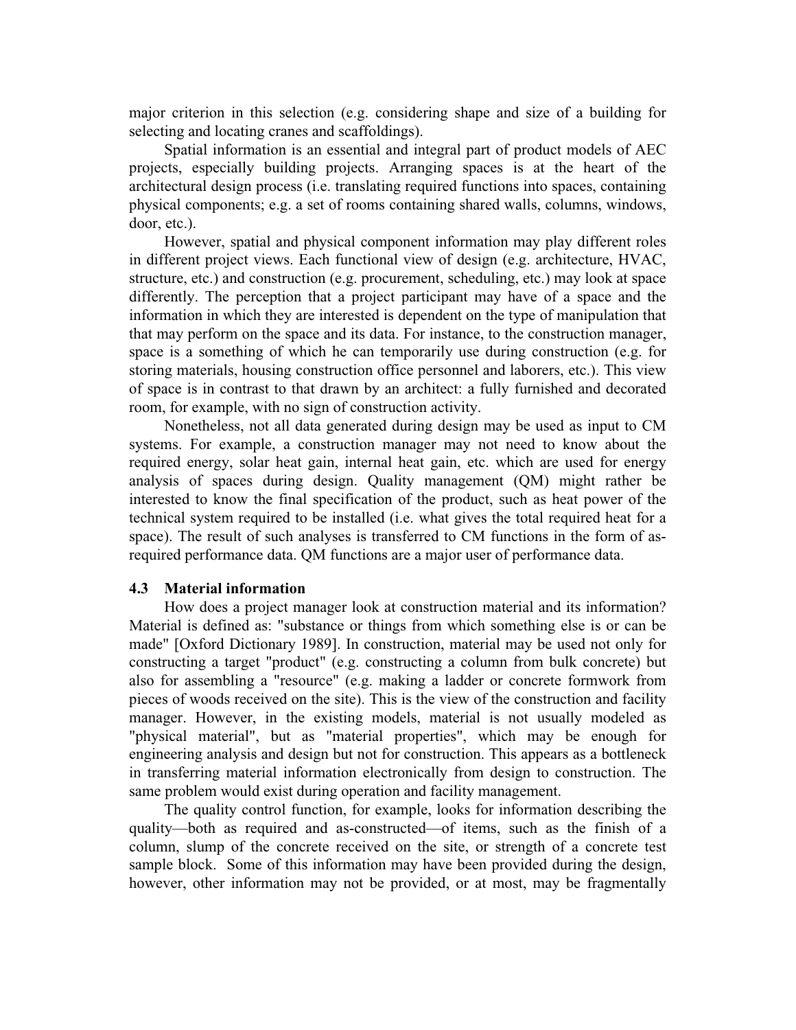major criterion in this selection (e.g. considering shape and size of a building for selecting and locating cranes and scaffoldings).

Spatial information is an essential and integral part of product models of AEC projects, especially building projects. Arranging spaces is at the heart of the architectural design process (i.e. translating required functions into spaces, containing physical components; e.g. a set of rooms containing shared walls, columns, windows, door, etc.).

However, spatial and physical component information may play different roles in different project views. Each functional view of design (e.g. architecture, HVAC, structure, etc.) and construction (e.g. procurement, scheduling, etc.) may look at space differently. The perception that a project participant may have of a space and the information in which they are interested is dependent on the type of manipulation that that may perform on the space and its data. For instance, to the construction manager, space is a something of which he can temporarily use during construction (e.g. for storing materials, housing construction office personnel and laborers, etc.). This view of space is in contrast to that drawn by an architect: a fully furnished and decorated room, for example, with no sign of construction activity.

Nonetheless, not all data generated during design may be used as input to CM systems. For example, a construction manager may not need to know about the required energy, solar heat gain, internal heat gain, etc. which are used for energy analysis of spaces during design. Quality management (QM) might rather be interested to know the final specification of the product, such as heat power of the technical system required to be installed (i.e. what gives the total required heat for a space). The result of such analyses is transferred to CM functions in the form of as-required performance data. QM functions are a major user of performance data.

### 4.3 Material information

How does a project manager look at construction material and its information? Material is defined as: "substance or things from which something else is or can be made" [Oxford Dictionary 1989]. In construction, material may be used not only for constructing a target "product" (e.g. constructing a column from bulk concrete) but also for assembling a "resource" (e.g. making a ladder or concrete formwork from pieces of woods received on the site). This is the view of the construction and facility manager. However, in the existing models, material is not usually modeled as "physical material", but as "material properties", which may be enough for engineering analysis and design but not for construction. This appears as a bottleneck in transferring material information electronically from design to construction. The same problem would exist during operation and facility management.

The quality control function, for example, looks for information describing the quality—both as required and as-constructed—of items, such as the finish of a column, slump of the concrete received on the site, or strength of a concrete test sample block. Some of this information may have been provided during the design, however, other information may not be provided, or at most, may be fragmentally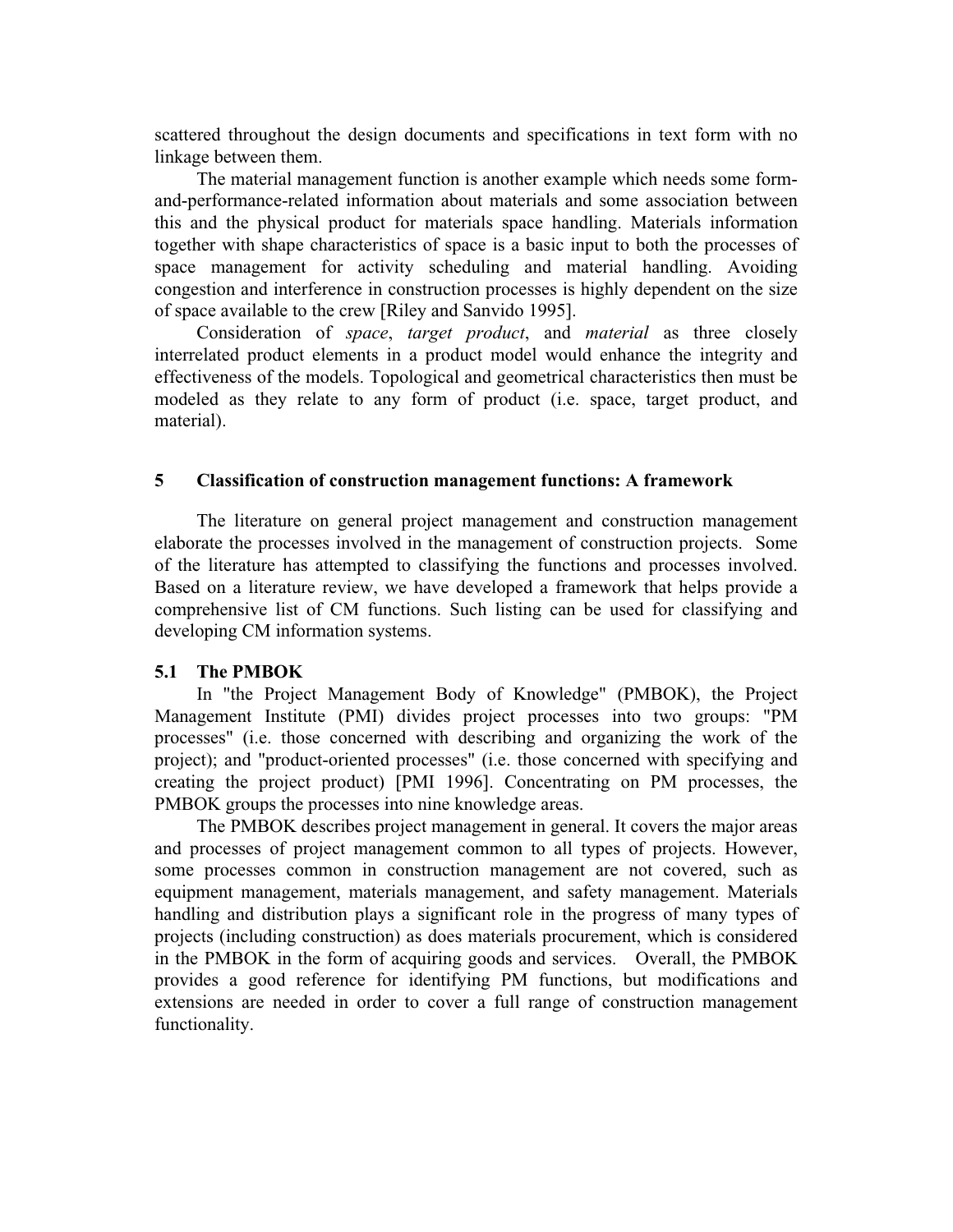scattered throughout the design documents and specifications in text form with no linkage between them.

The material management function is another example which needs some form-and-performance-related information about materials and some association between this and the physical product for materials space handling. Materials information together with shape characteristics of space is a basic input to both the processes of space management for activity scheduling and material handling. Avoiding congestion and interference in construction processes is highly dependent on the size of space available to the crew [Riley and Sanvido 1995].

Consideration of *space*, *target product*, and *material* as three closely interrelated product elements in a product model would enhance the integrity and effectiveness of the models. Topological and geometrical characteristics then must be modeled as they relate to any form of product (i.e. space, target product, and material).

## 5 Classification of construction management functions: A framework

The literature on general project management and construction management elaborate the processes involved in the management of construction projects. Some of the literature has attempted to classifying the functions and processes involved. Based on a literature review, we have developed a framework that helps provide a comprehensive list of CM functions. Such listing can be used for classifying and developing CM information systems.

### 5.1 The PMBOK

In "the Project Management Body of Knowledge" (PMBOK), the Project Management Institute (PMI) divides project processes into two groups: "PM processes" (i.e. those concerned with describing and organizing the work of the project); and "product-oriented processes" (i.e. those concerned with specifying and creating the project product) [PMI 1996]. Concentrating on PM processes, the PMBOK groups the processes into nine knowledge areas.

The PMBOK describes project management in general. It covers the major areas and processes of project management common to all types of projects. However, some processes common in construction management are not covered, such as equipment management, materials management, and safety management. Materials handling and distribution plays a significant role in the progress of many types of projects (including construction) as does materials procurement, which is considered in the PMBOK in the form of acquiring goods and services. Overall, the PMBOK provides a good reference for identifying PM functions, but modifications and extensions are needed in order to cover a full range of construction management functionality.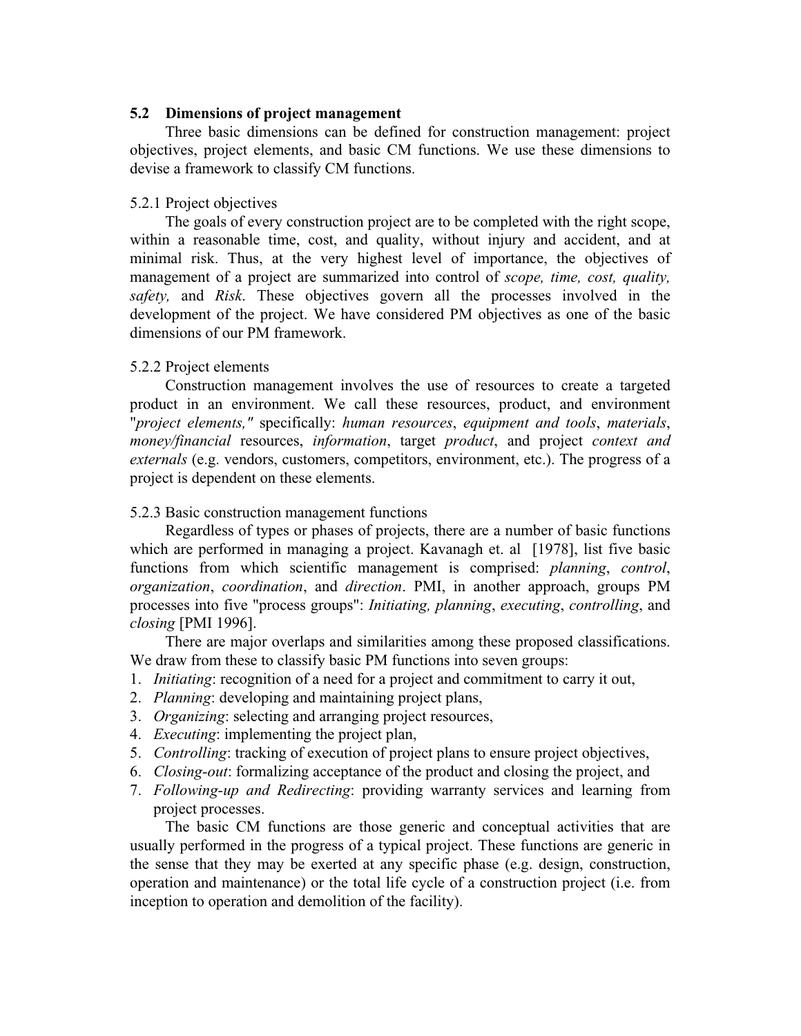## 5.2 Dimensions of project management

Three basic dimensions can be defined for construction management: project objectives, project elements, and basic CM functions. We use these dimensions to devise a framework to classify CM functions.

### 5.2.1 Project objectives

The goals of every construction project are to be completed with the right scope, within a reasonable time, cost, and quality, without injury and accident, and at minimal risk. Thus, at the very highest level of importance, the objectives of management of a project are summarized into control of *scope, time, cost, quality, safety,* and *Risk*. These objectives govern all the processes involved in the development of the project. We have considered PM objectives as one of the basic dimensions of our PM framework.

### 5.2.2 Project elements

Construction management involves the use of resources to create a targeted product in an environment. We call these resources, product, and environment "*project elements,"* specifically: *human resources*, *equipment and tools*, *materials*, *money/financial* resources, *information*, target *product*, and project *context and externals* (e.g. vendors, customers, competitors, environment, etc.). The progress of a project is dependent on these elements.

### 5.2.3 Basic construction management functions

Regardless of types or phases of projects, there are a number of basic functions which are performed in managing a project. Kavanagh et. al [1978], list five basic functions from which scientific management is comprised: *planning*, *control*, *organization*, *coordination*, and *direction*. PMI, in another approach, groups PM processes into five "process groups": *Initiating, planning*, *executing*, *controlling*, and *closing* [PMI 1996].

There are major overlaps and similarities among these proposed classifications. We draw from these to classify basic PM functions into seven groups:

1. *Initiating*: recognition of a need for a project and commitment to carry it out,
2. *Planning*: developing and maintaining project plans,
3. *Organizing*: selecting and arranging project resources,
4. *Executing*: implementing the project plan,
5. *Controlling*: tracking of execution of project plans to ensure project objectives,
6. *Closing-out*: formalizing acceptance of the product and closing the project, and
7. *Following-up and Redirecting*: providing warranty services and learning from project processes.

The basic CM functions are those generic and conceptual activities that are usually performed in the progress of a typical project. These functions are generic in the sense that they may be exerted at any specific phase (e.g. design, construction, operation and maintenance) or the total life cycle of a construction project (i.e. from inception to operation and demolition of the facility).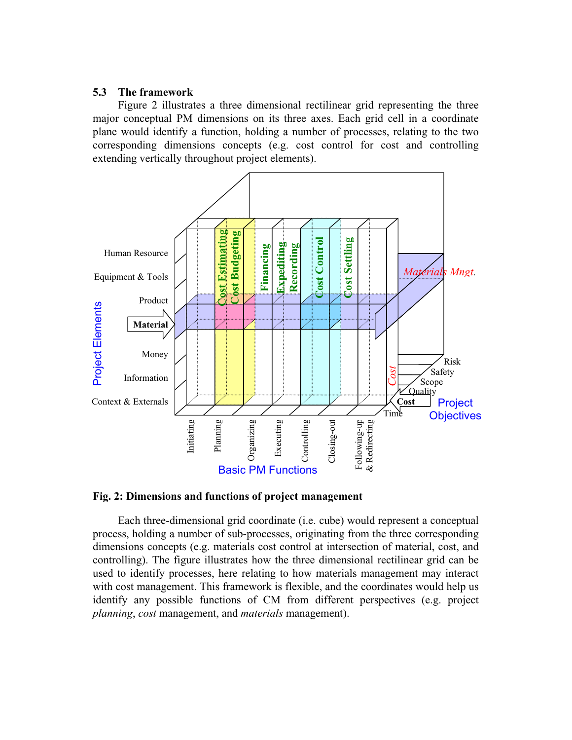### 5.3 The framework

Figure 2 illustrates a three dimensional rectilinear grid representing the three major conceptual PM dimensions on its three axes. Each grid cell in a coordinate plane would identify a function, holding a number of processes, relating to the two corresponding dimensions concepts (e.g. cost control for cost and controlling extending vertically throughout project elements).

**Fig. 2: Dimensions and functions of project management**

Each three-dimensional grid coordinate (i.e. cube) would represent a conceptual process, holding a number of sub-processes, originating from the three corresponding dimensions concepts (e.g. materials cost control at intersection of material, cost, and controlling). The figure illustrates how the three dimensional rectilinear grid can be used to identify processes, here relating to how materials management may interact with cost management. This framework is flexible, and the coordinates would help us identify any possible functions of CM from different perspectives (e.g. project *planning*, *cost* management, and *materials* management).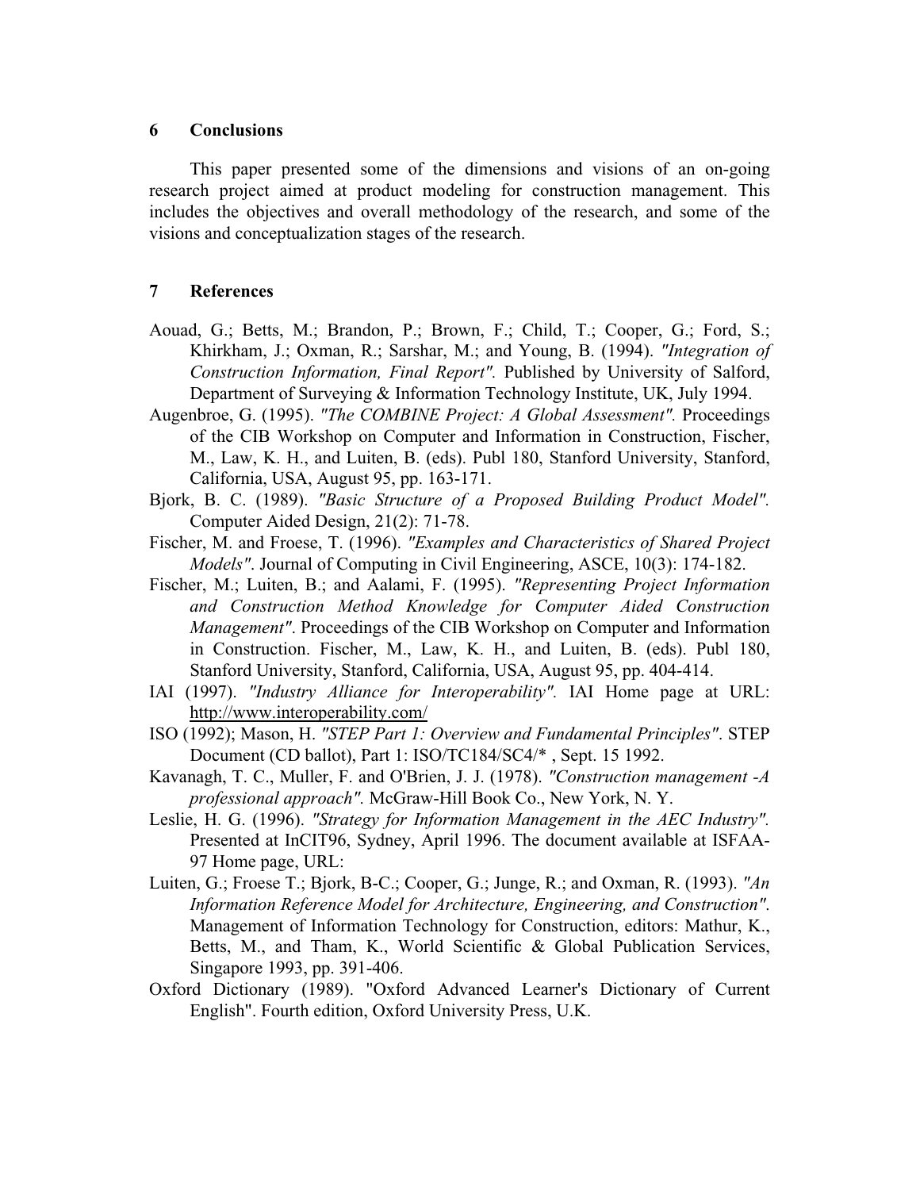## 6 Conclusions

This paper presented some of the dimensions and visions of an on-going research project aimed at product modeling for construction management. This includes the objectives and overall methodology of the research, and some of the visions and conceptualization stages of the research.

## 7 References

Aouad, G.; Betts, M.; Brandon, P.; Brown, F.; Child, T.; Cooper, G.; Ford, S.; Khirkham, J.; Oxman, R.; Sarshar, M.; and Young, B. (1994). *"Integration of Construction Information, Final Report"*. Published by University of Salford, Department of Surveying & Information Technology Institute, UK, July 1994.

Augenbroe, G. (1995). *"The COMBINE Project: A Global Assessment"*. Proceedings of the CIB Workshop on Computer and Information in Construction, Fischer, M., Law, K. H., and Luiten, B. (eds). Publ 180, Stanford University, Stanford, California, USA, August 95, pp. 163-171.

Bjork, B. C. (1989). *"Basic Structure of a Proposed Building Product Model"*. Computer Aided Design, 21(2): 71-78.

Fischer, M. and Froese, T. (1996). *"Examples and Characteristics of Shared Project Models"*. Journal of Computing in Civil Engineering, ASCE, 10(3): 174-182.

Fischer, M.; Luiten, B.; and Aalami, F. (1995). *"Representing Project Information and Construction Method Knowledge for Computer Aided Construction Management"*. Proceedings of the CIB Workshop on Computer and Information in Construction. Fischer, M., Law, K. H., and Luiten, B. (eds). Publ 180, Stanford University, Stanford, California, USA, August 95, pp. 404-414.

IAI (1997). *"Industry Alliance for Interoperability"*. IAI Home page at URL: http://www.interoperability.com/

ISO (1992); Mason, H. *"STEP Part 1: Overview and Fundamental Principles"*. STEP Document (CD ballot), Part 1: ISO/TC184/SC4/* , Sept. 15 1992.

Kavanagh, T. C., Muller, F. and O'Brien, J. J. (1978). *"Construction management -A professional approach"*. McGraw-Hill Book Co., New York, N. Y.

Leslie, H. G. (1996). *"Strategy for Information Management in the AEC Industry"*. Presented at InCIT96, Sydney, April 1996. The document available at ISFAA-97 Home page, URL:

Luiten, G.; Froese T.; Bjork, B-C.; Cooper, G.; Junge, R.; and Oxman, R. (1993). *"An Information Reference Model for Architecture, Engineering, and Construction"*. Management of Information Technology for Construction, editors: Mathur, K., Betts, M., and Tham, K., World Scientific & Global Publication Services, Singapore 1993, pp. 391-406.

Oxford Dictionary (1989). "Oxford Advanced Learner's Dictionary of Current English". Fourth edition, Oxford University Press, U.K.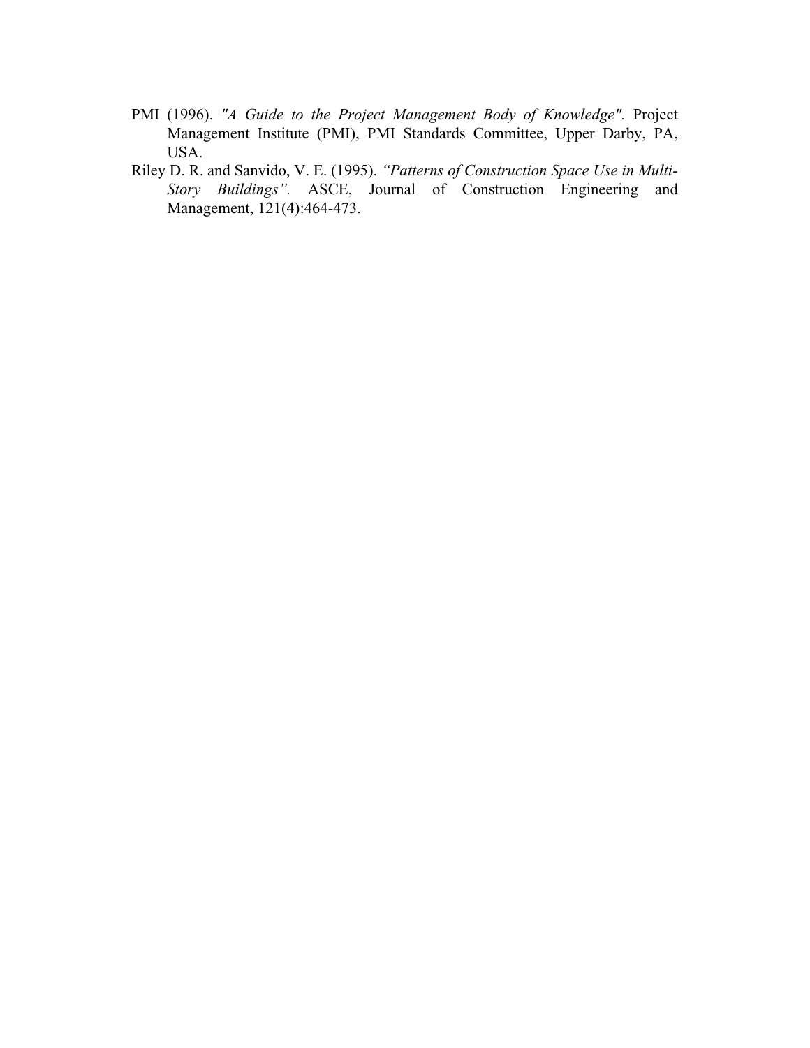PMI (1996). *"A Guide to the Project Management Body of Knowledge".* Project Management Institute (PMI), PMI Standards Committee, Upper Darby, PA, USA.

Riley D. R. and Sanvido, V. E. (1995). *"Patterns of Construction Space Use in Multi-Story Buildings".* ASCE, Journal of Construction Engineering and Management, 121(4):464-473.